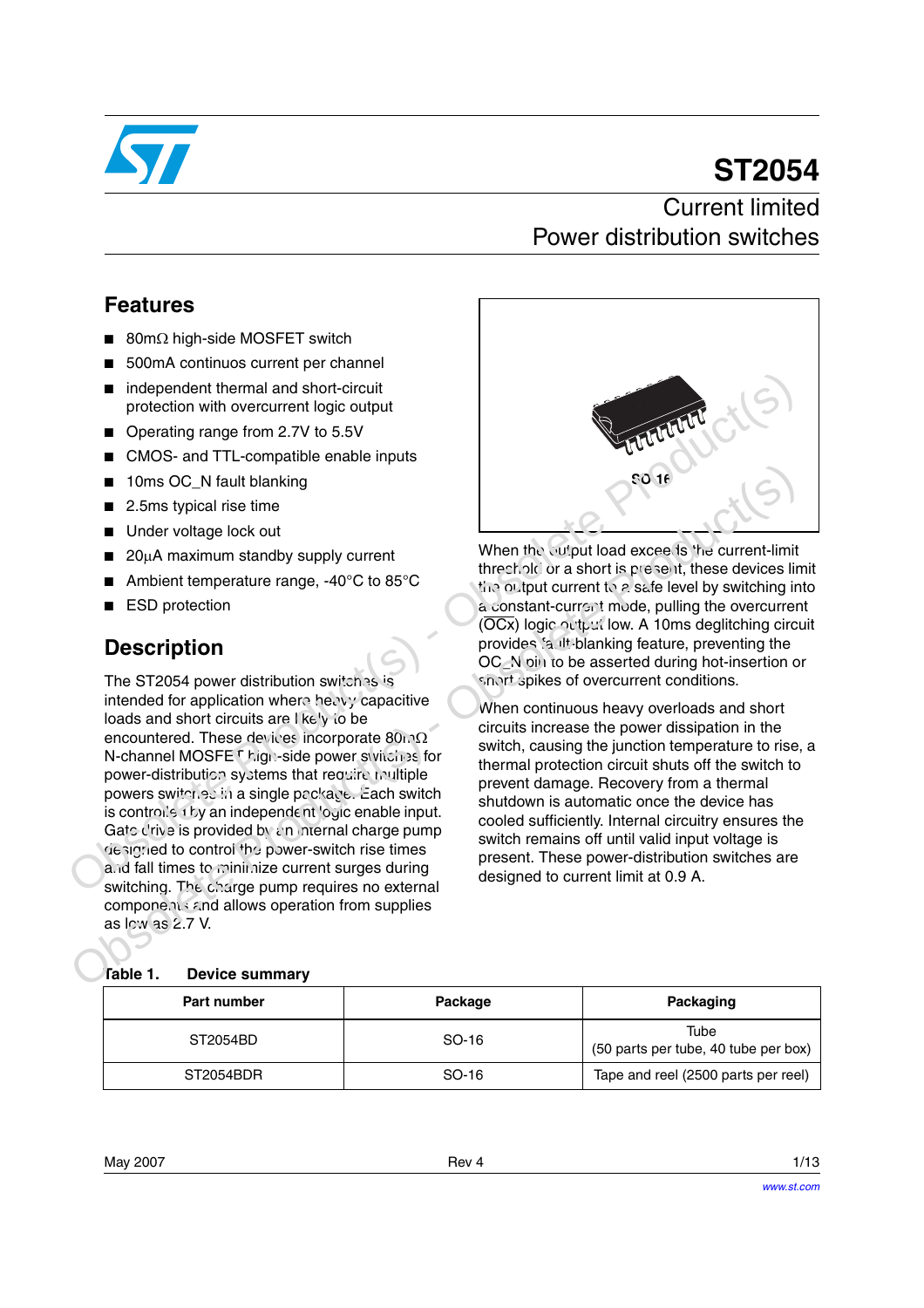# ST2054

## Current limited Power distribution switches

## Features

- 80mΩ high-side MOSFET switch
- 500mA continuos current per channel
- independent thermal and short-circuit protection with overcurrent logic output
- Operating range from 2.7V to 5.5V
- CMOS- and TTL-compatible enable inputs
- 10ms OC_N fault blanking
- 2.5ms typical rise time
- Under voltage lock out
- 20µA maximum standby supply current
- Ambient temperature range, -40°C to 85°C
- ESD protection

SO 16

## Description

The ST2054 power distribution switches is intended for application where heavy capacitive loads and short circuits are likely to be encountered. These devices incorporate 80mΩ N-channel MOSFET high-side power switches for power-distribution systems that require multiple powers switches in a single package. Each switch is controlled by an independent logic enable input. Gate drive is provided by an internal charge pump designed to control the power-switch rise times and fall times to minimize current surges during switching. The charge pump requires no external components and allows operation from supplies as low as 2.7 V.

When the output load exceeds the current-limit threshold or a short is present, these devices limit the output current to a safe level by switching into a constant-current mode, pulling the overcurrent ($\overline{OCx}$) logic output low. A 10ms deglitching circuit provides fault-blanking feature, preventing the OC_N pin to be asserted during hot-insertion or short spikes of overcurrent conditions.

When continuous heavy overloads and short circuits increase the power dissipation in the switch, causing the junction temperature to rise, a thermal protection circuit shuts off the switch to prevent damage. Recovery from a thermal shutdown is automatic once the device has cooled sufficiently. Internal circuitry ensures the switch remains off until valid input voltage is present. These power-distribution switches are designed to current limit at 0.9 A.

**Table 1. Device summary**

| Part number | Package | Packaging |
|---|---|---|
| ST2054BD | SO-16 | Tube (50 parts per tube, 40 tube per box) |
| ST2054BDR | SO-16 | Tape and reel (2500 parts per reel) |

May 2007 Rev 4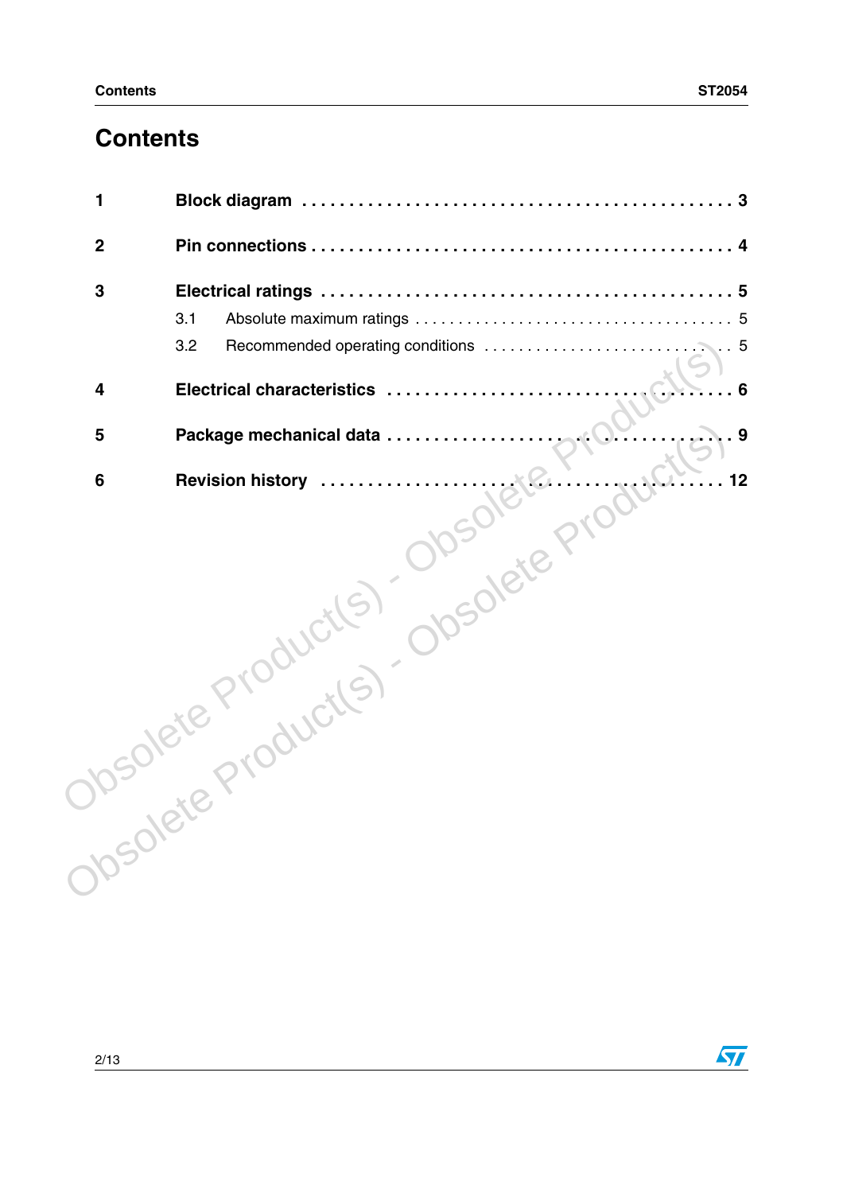# Contents

1 **Block diagram** . . . . . . . . . . . . . . . . . . . . . . . . . . . . . . . . . . . . . . . . . . . . . . . 3

2 **Pin connections** . . . . . . . . . . . . . . . . . . . . . . . . . . . . . . . . . . . . . . . . . . . . . . 4

3 **Electrical ratings** . . . . . . . . . . . . . . . . . . . . . . . . . . . . . . . . . . . . . . . . . . . . . 5

  3.1 Absolute maximum ratings . . . . . . . . . . . . . . . . . . . . . . . . . . . . . . . . . . . . 5

  3.2 Recommended operating conditions . . . . . . . . . . . . . . . . . . . . . . . . . . . 5

4 **Electrical characteristics** . . . . . . . . . . . . . . . . . . . . . . . . . . . . . . . . . . . . . . 6

5 **Package mechanical data** . . . . . . . . . . . . . . . . . . . . . . . . . . . . . . . . . . . . . 9

6 **Revision history** . . . . . . . . . . . . . . . . . . . . . . . . . . . . . . . . . . . . . . . . . . . 12

Obsolete Product(s) - Obsolete Product(s)
Obsolete Product(s) - Obsolete Product(s)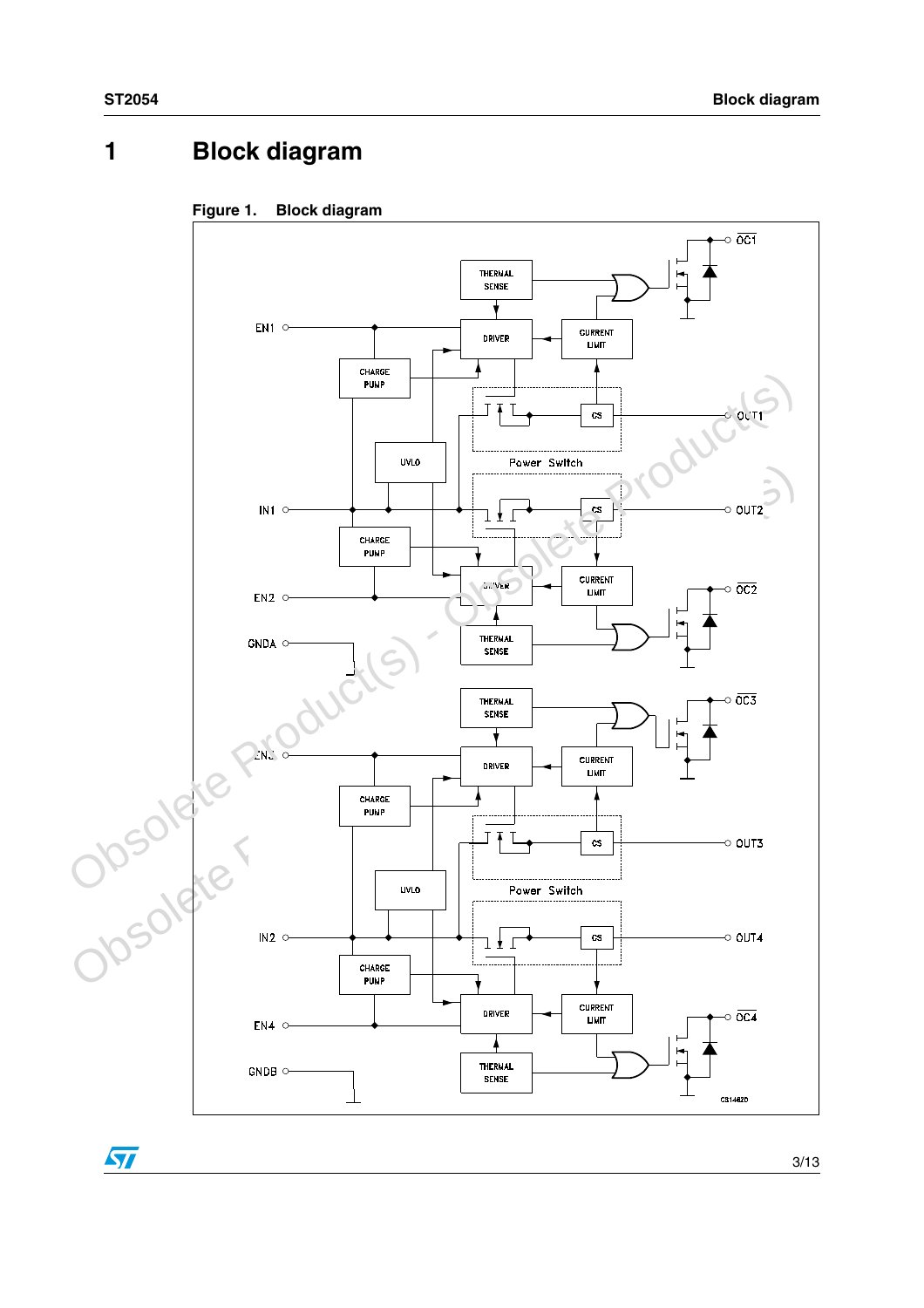# 1 Block diagram

Figure 1. Block diagram

THERMAL SENSE
DRIVER
CURRENT LIMIT
CHARGE PUMP
CS
Power Switch
UVLO
EN1
IN1
EN2
GNDA
OC1
OUT1
OUT2
OC2
EN3
IN2
EN4
GNDB
OC3
OUT3
OUT4
OC4
CS14820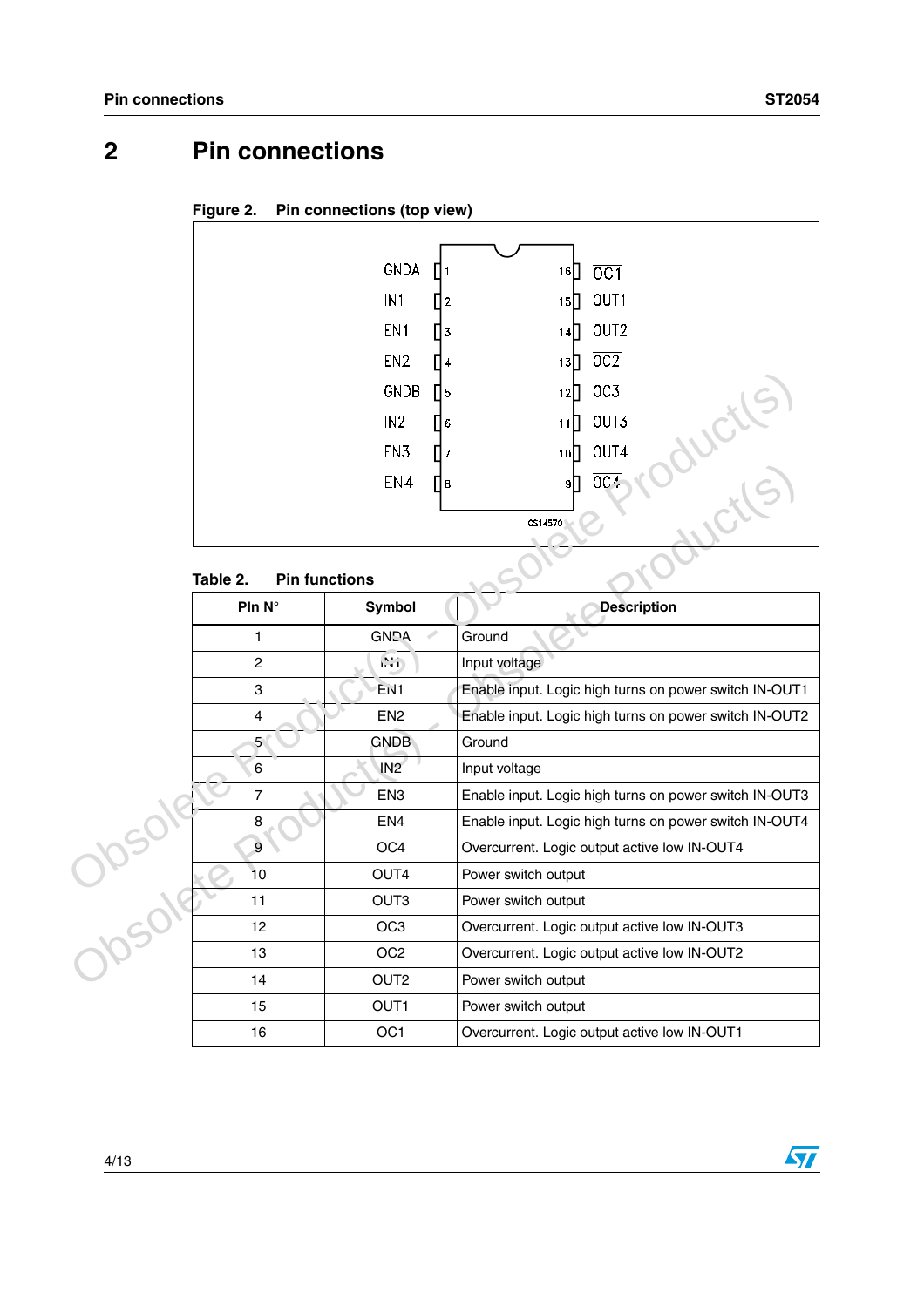# 2 Pin connections

**Figure 2. Pin connections (top view)**

GNDA 1
IN1 2
EN1 3
EN2 4
GNDB 5
IN2 6
EN3 7
EN4 8
16 $\overline{OC1}$
15 OUT1
14 OUT2
13 $\overline{OC2}$
12 $\overline{OC3}$
11 OUT3
10 OUT4
9 $\overline{OC4}$
CS14570

**Table 2. Pin functions**

| PIn N° | Symbol | Description |
|---|---|---|
| 1 | GNDA | Ground |
| 2 | IN1 | Input voltage |
| 3 | EN1 | Enable input. Logic high turns on power switch IN-OUT1 |
| 4 | EN2 | Enable input. Logic high turns on power switch IN-OUT2 |
| 5 | GNDB | Ground |
| 6 | IN2 | Input voltage |
| 7 | EN3 | Enable input. Logic high turns on power switch IN-OUT3 |
| 8 | EN4 | Enable input. Logic high turns on power switch IN-OUT4 |
| 9 | OC4 | Overcurrent. Logic output active low IN-OUT4 |
| 10 | OUT4 | Power switch output |
| 11 | OUT3 | Power switch output |
| 12 | OC3 | Overcurrent. Logic output active low IN-OUT3 |
| 13 | OC2 | Overcurrent. Logic output active low IN-OUT2 |
| 14 | OUT2 | Power switch output |
| 15 | OUT1 | Power switch output |
| 16 | OC1 | Overcurrent. Logic output active low IN-OUT1 |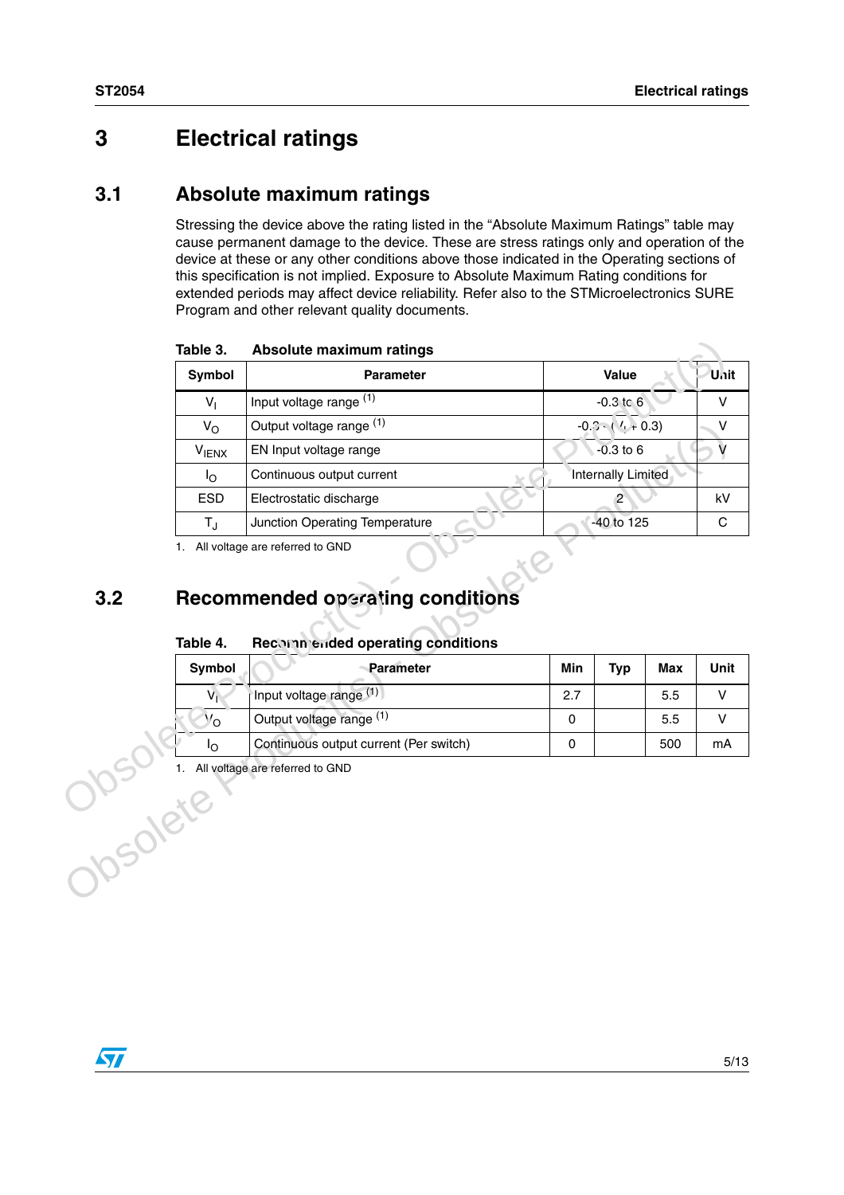# 3 Electrical ratings

## 3.1 Absolute maximum ratings

Stressing the device above the rating listed in the "Absolute Maximum Ratings" table may cause permanent damage to the device. These are stress ratings only and operation of the device at these or any other conditions above those indicated in the Operating sections of this specification is not implied. Exposure to Absolute Maximum Rating conditions for extended periods may affect device reliability. Refer also to the STMicroelectronics SURE Program and other relevant quality documents.

**Table 3. Absolute maximum ratings**

| Symbol | Parameter | Value | Unit |
|---|---|---|---|
| $V_I$ | Input voltage range [1] | -0.3 to 6 | V |
| $V_O$ | Output voltage range [1] | -0.3 to ($V_I$ + 0.3) | V |
| $V_{IENX}$ | EN Input voltage range | -0.3 to 6 | V |
| $I_O$ | Continuous output current | Internally Limited | |
| ESD | Electrostatic discharge | 2 | kV |
| $T_J$ | Junction Operating Temperature | -40 to 125 | C |

1. All voltage are referred to GND

## 3.2 Recommended operating conditions

**Table 4. Recommended operating conditions**

| Symbol | Parameter | Min | Typ | Max | Unit |
|---|---|---|---|---|---|
| $V_I$ | Input voltage range [1] | 2.7 | | 5.5 | V |
| $V_O$ | Output voltage range [1] | 0 | | 5.5 | V |
| $I_O$ | Continuous output current (Per switch) | 0 | | 500 | mA |

1. All voltage are referred to GND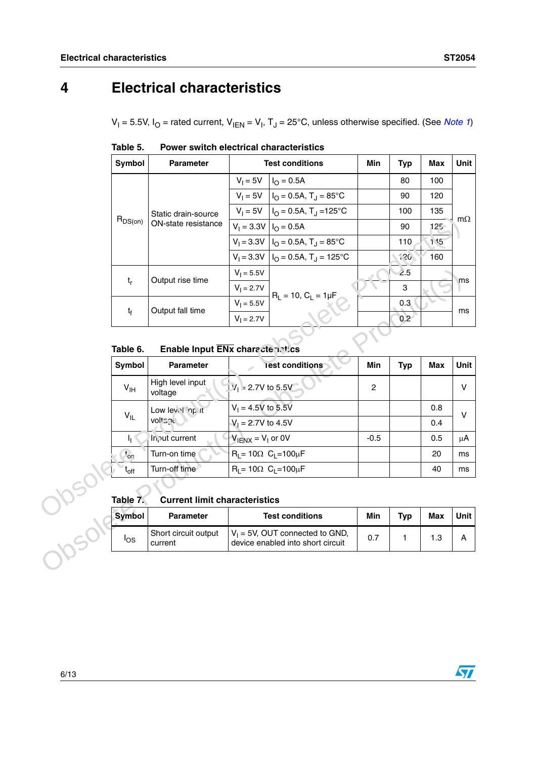# 4 Electrical characteristics

$V_I$ = 5.5V, $I_O$ = rated current, $V_{IEN}$ = $V_I$, $T_J$ = 25°C, unless otherwise specified. (See *Note 1*)

**Table 5. Power switch electrical characteristics**

| Symbol | Parameter | Test conditions | | Min | Typ | Max | Unit |
|---|---|---|---|---|---|---|---|
| $R_{DS(on)}$ | Static drain-source ON-state resistance | $V_I$ = 5V | $I_O$ = 0.5A | | 80 | 100 | mΩ |
| | | $V_I$ = 5V | $I_O$ = 0.5A, $T_J$ = 85°C | | 90 | 120 | |
| | | $V_I$ = 5V | $I_O$ = 0.5A, $T_J$ =125°C | | 100 | 135 | |
| | | $V_I$ = 3.3V | $I_O$ = 0.5A | | 90 | 125 | |
| | | $V_I$ = 3.3V | $I_O$ = 0.5A, $T_J$ = 85°C | | 110 | 145 | |
| | | $V_I$ = 3.3V | $I_O$ = 0.5A, $T_J$ = 125°C | | 120 | 160 | |
| $t_r$ | Output rise time | $V_I$ = 5.5V | $R_L$ = 10, $C_L$ = 1µF | | 2.5 | | ms |
| | | $V_I$ = 2.7V | | | 3 | | |
| $t_f$ | Output fall time | $V_I$ = 5.5V | | | 0.3 | | ms |
| | | $V_I$ = 2.7V | | | 0.2 | | |

**Table 6. Enable Input ENx characteristics**

| Symbol | Parameter | Test conditions | Min | Typ | Max | Unit |
|---|---|---|---|---|---|---|
| $V_{IH}$ | High level input voltage | $V_I$ = 2.7V to 5.5V | 2 | | | V |
| $V_{IL}$ | Low level input voltage | $V_I$ = 4.5V to 5.5V | | | 0.8 | V |
| | | $V_I$ = 2.7V to 4.5V | | | 0.4 | |
| $I_I$ | Input current | $V_{IENX}$ = $V_I$ or 0V | -0.5 | | 0.5 | µA |
| $t_{on}$ | Turn-on time | $R_L$= 10Ω $C_L$=100µF | | | 20 | ms |
| $t_{off}$ | Turn-off time | $R_L$= 10Ω $C_L$=100µF | | | 40 | ms |

**Table 7. Current limit characteristics**

| Symbol | Parameter | Test conditions | Min | Typ | Max | Unit |
|---|---|---|---|---|---|---|
| $I_{OS}$ | Short circuit output current | $V_I$ = 5V, OUT connected to GND, device enabled into short circuit | 0.7 | 1 | 1.3 | A |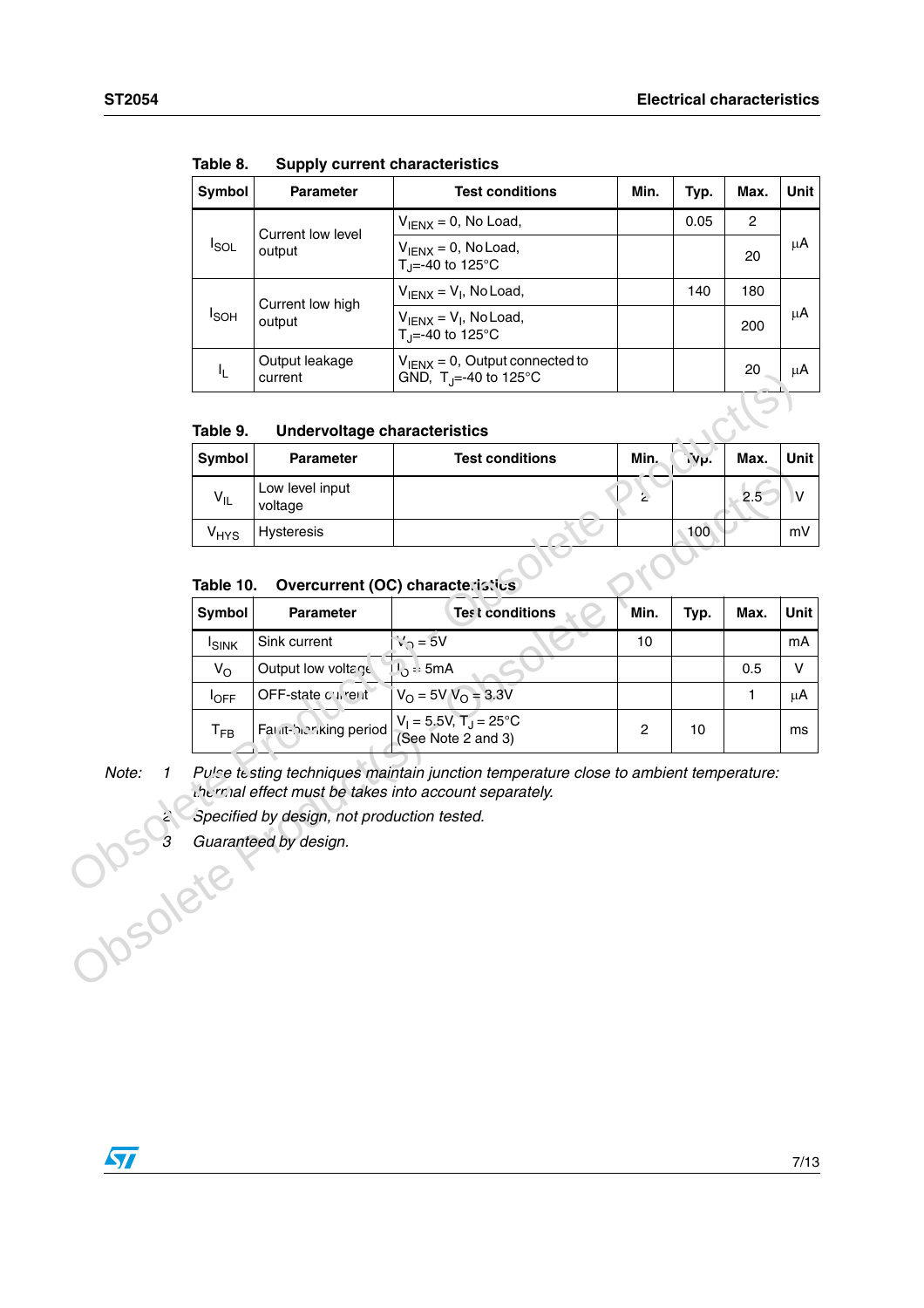Table 8. Supply current characteristics

| Symbol | Parameter | Test conditions | Min. | Typ. | Max. | Unit |
|---|---|---|---|---|---|---|
| $I_{SOL}$ | Current low level output | $V_{IENX}$ = 0, No Load, | | 0.05 | 2 | µA |
| | | $V_{IENX}$ = 0, No Load, $T_J$=-40 to 125°C | | | 20 | |
| $I_{SOH}$ | Current low high output | $V_{IENX}$ = $V_I$, No Load, | | 140 | 180 | µA |
| | | $V_{IENX}$ = $V_I$, No Load, $T_J$=-40 to 125°C | | | 200 | |
| $I_L$ | Output leakage current | $V_{IENX}$ = 0, Output connected to GND, $T_J$=-40 to 125°C | | | 20 | µA |

Table 9. Undervoltage characteristics

| Symbol | Parameter | Test conditions | Min. | Typ. | Max. | Unit |
|---|---|---|---|---|---|---|
| $V_{IL}$ | Low level input voltage | | 2 | | 2.5 | V |
| $V_{HYS}$ | Hysteresis | | | 100 | | mV |

Table 10. Overcurrent (OC) characteristics

| Symbol | Parameter | Test conditions | Min. | Typ. | Max. | Unit |
|---|---|---|---|---|---|---|
| $I_{SINK}$ | Sink current | $V_O$ = 5V | 10 | | | mA |
| $V_O$ | Output low voltage | $I_O$ = 5mA | | | 0.5 | V |
| $I_{OFF}$ | OFF-state current | $V_O$ = 5V $V_O$ = 3.3V | | | 1 | µA |
| $T_{FB}$ | Fault-blanking period | $V_I$ = 5.5V, $T_J$ = 25°C (See Note 2 and 3) | 2 | 10 | | ms |

Note: 1 *Pulse testing techniques maintain junction temperature close to ambient temperature: thermal effect must be takes into account separately.*

2 *Specified by design, not production tested.*

3 *Guaranteed by design.*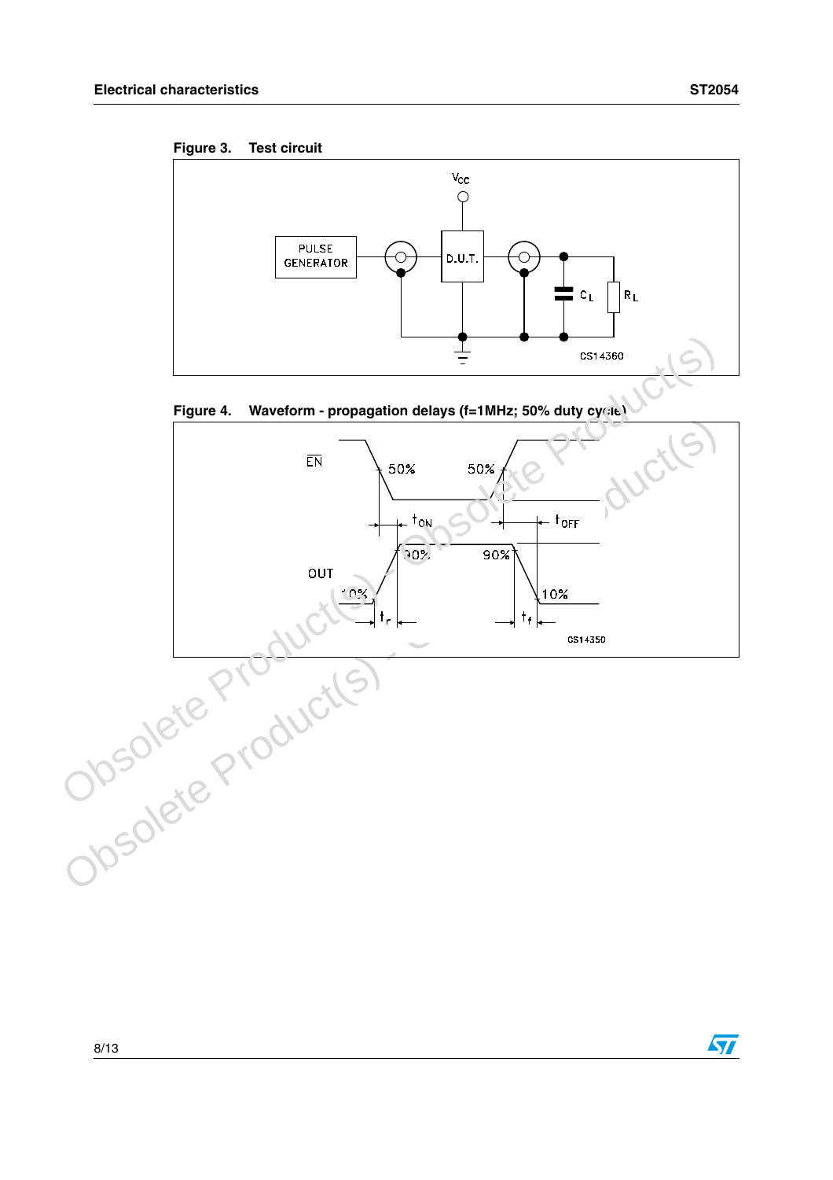Figure 3. Test circuit

PULSE GENERATOR

D.U.T.

$V_{CC}$

$C_L$

$R_L$

CS14360

Figure 4. Waveform - propagation delays (f=1MHz; 50% duty cycle)

$\overline{EN}$

50%

50%

$t_{ON}$

$t_{OFF}$

OUT

90%

90%

10%

10%

$t_r$

$t_f$

CS14350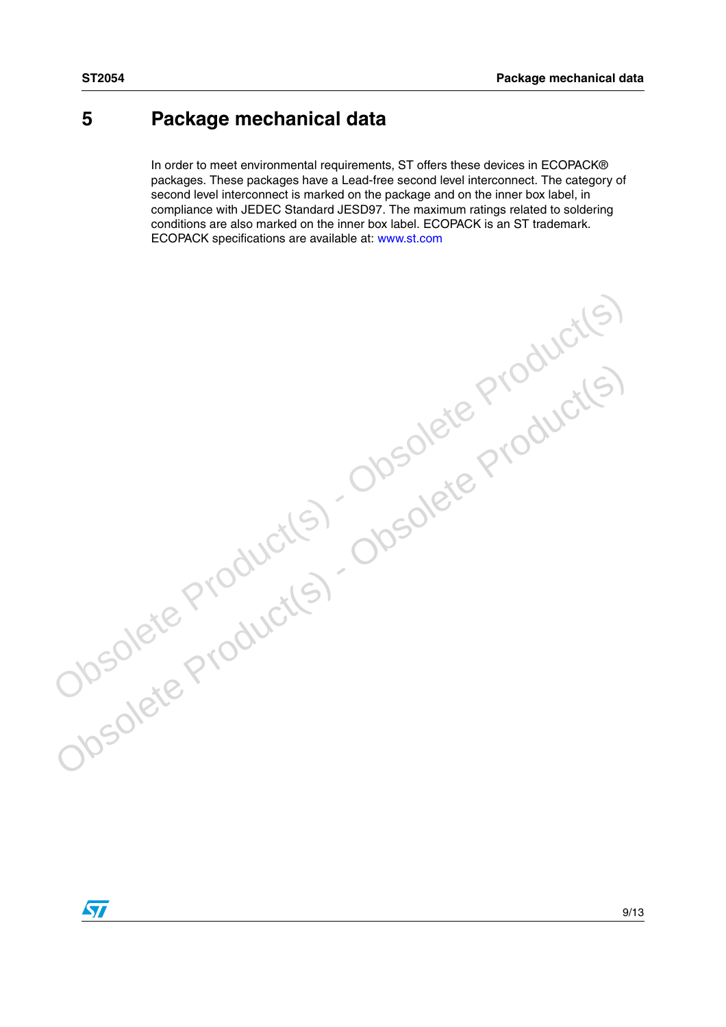# 5 Package mechanical data

In order to meet environmental requirements, ST offers these devices in ECOPACK® packages. These packages have a Lead-free second level interconnect. The category of second level interconnect is marked on the package and on the inner box label, in compliance with JEDEC Standard JESD97. The maximum ratings related to soldering conditions are also marked on the inner box label. ECOPACK is an ST trademark. ECOPACK specifications are available at: www.st.com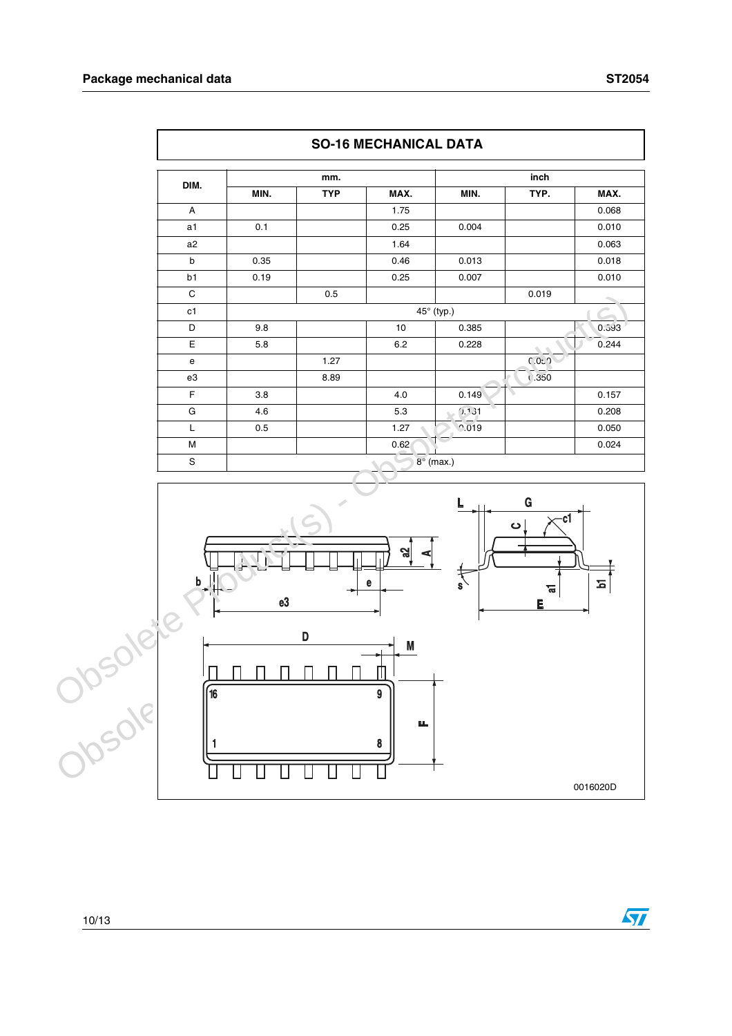## SO-16 MECHANICAL DATA

| DIM. | mm. | | | inch | | |
|---|---|---|---|---|---|---|
| | MIN. | TYP | MAX. | MIN. | TYP. | MAX. |
| A | | | 1.75 | | | 0.068 |
| a1 | 0.1 | | 0.25 | 0.004 | | 0.010 |
| a2 | | | 1.64 | | | 0.063 |
| b | 0.35 | | 0.46 | 0.013 | | 0.018 |
| b1 | 0.19 | | 0.25 | 0.007 | | 0.010 |
| C | | 0.5 | | | 0.019 | |
| c1 | 45° (typ.) | | | | | |
| D | 9.8 | | 10 | 0.385 | | 0.393 |
| E | 5.8 | | 6.2 | 0.228 | | 0.244 |
| e | | 1.27 | | | 0.050 | |
| e3 | | 8.89 | | | 0.350 | |
| F | 3.8 | | 4.0 | 0.149 | | 0.157 |
| G | 4.6 | | 5.3 | 0.181 | | 0.208 |
| L | 0.5 | | 1.27 | 0.019 | | 0.050 |
| M | | | 0.62 | | | 0.024 |
| S | 8° (max.) | | | | | |

L
G
C
c1
a2
A
b
e
e3
s
a1
b1
E
D
M
16
9
1
8
F
0016020D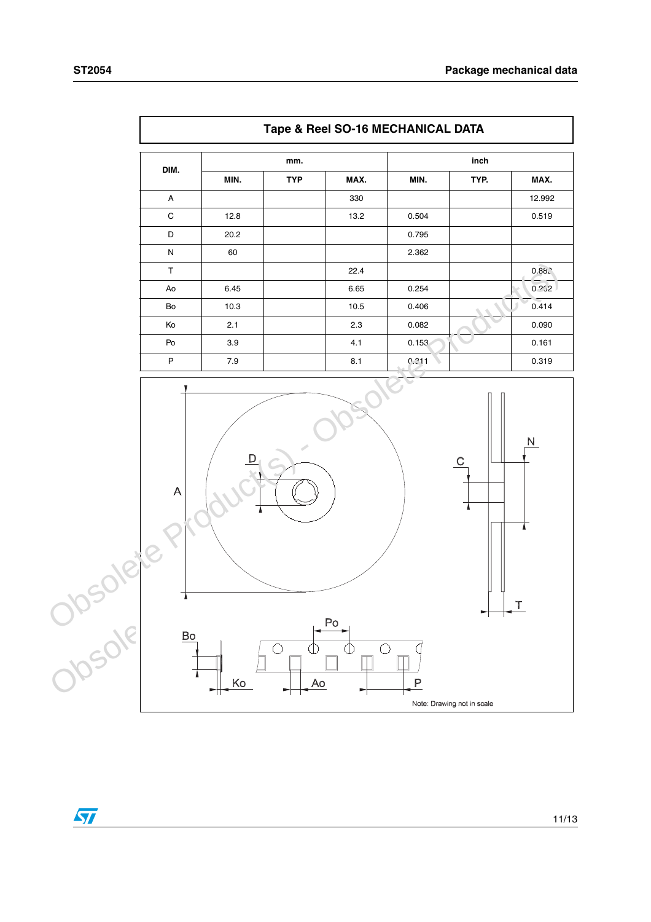## Tape & Reel SO-16 MECHANICAL DATA

| DIM. | mm. | | | inch | | |
|---|---|---|---|---|---|---|
| | MIN. | TYP | MAX. | MIN. | TYP. | MAX. |
| A | | | 330 | | | 12.992 |
| C | 12.8 | | 13.2 | 0.504 | | 0.519 |
| D | 20.2 | | | 0.795 | | |
| N | 60 | | | 2.362 | | |
| T | | | 22.4 | | | 0.882 |
| Ao | 6.45 | | 6.65 | 0.254 | | 0.262 |
| Bo | 10.3 | | 10.5 | 0.406 | | 0.414 |
| Ko | 2.1 | | 2.3 | 0.082 | | 0.090 |
| Po | 3.9 | | 4.1 | 0.153 | | 0.161 |
| P | 7.9 | | 8.1 | 0.311 | | 0.319 |

A
D
C
N
T
Bo
Po
Ko
Ao
P

Note: Drawing not in scale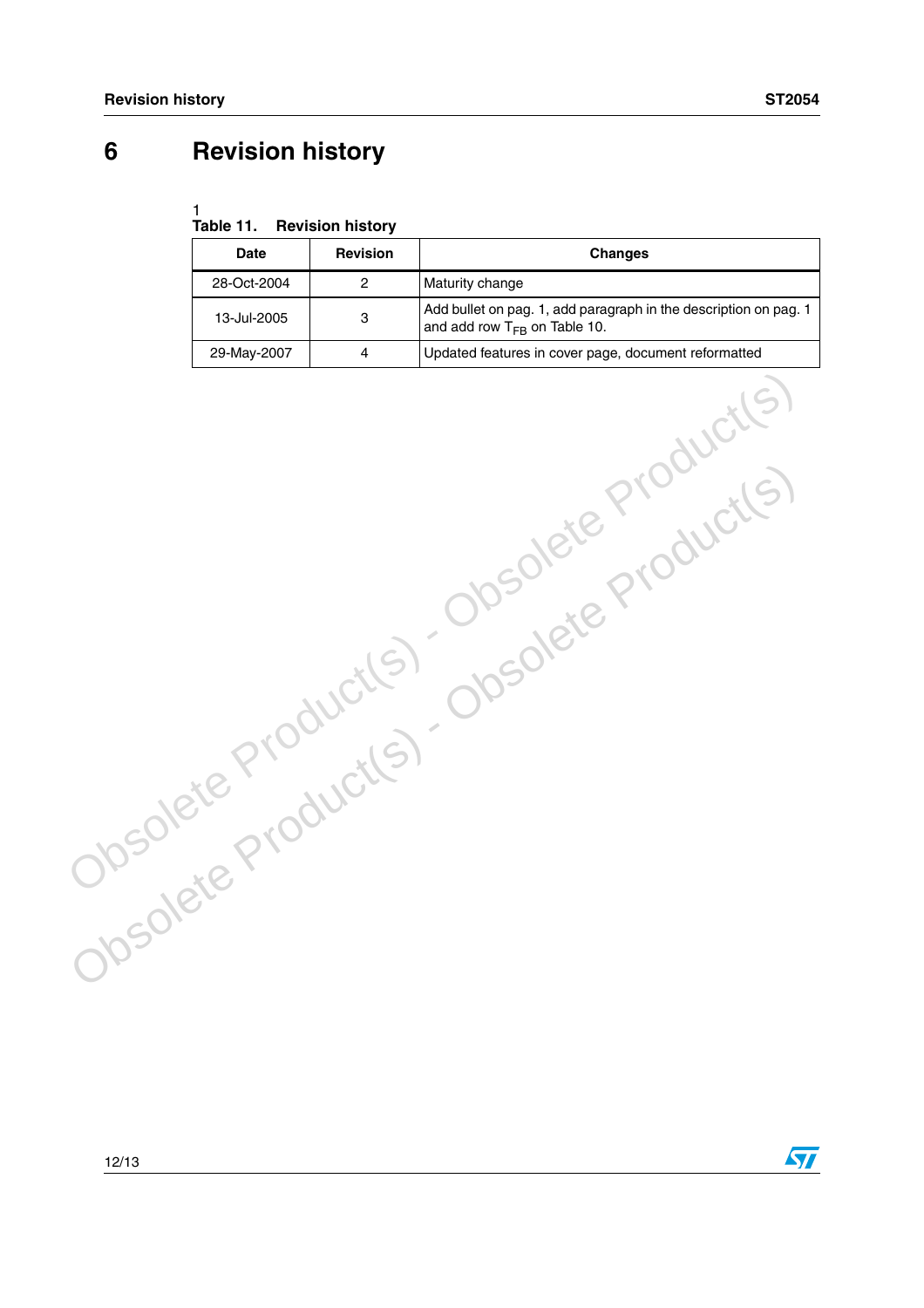# 6 Revision history

Table 11. Revision history

| Date | Revision | Changes |
|---|---|---|
| 28-Oct-2004 | 2 | Maturity change |
| 13-Jul-2005 | 3 | Add bullet on pag. 1, add paragraph in the description on pag. 1 and add row $T_{FB}$ on Table 10. |
| 29-May-2007 | 4 | Updated features in cover page, document reformatted |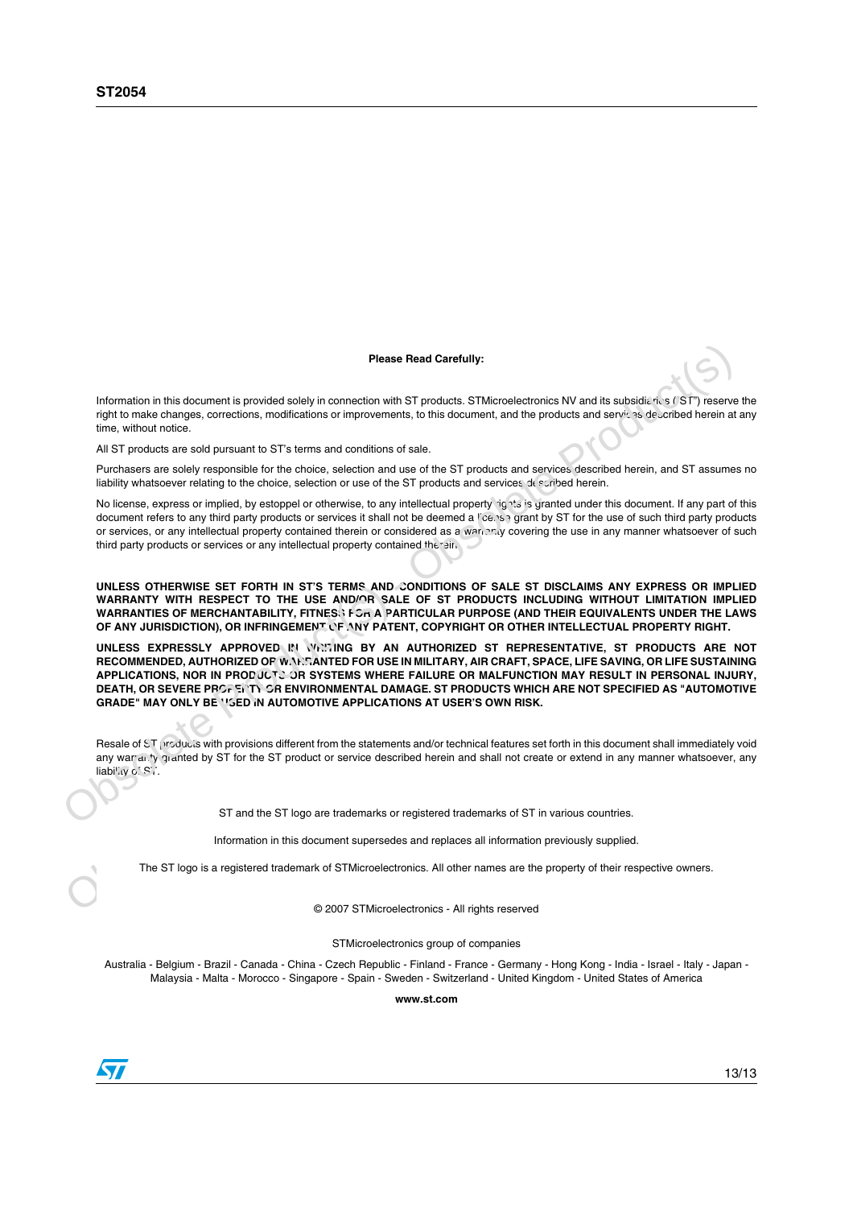**Please Read Carefully:**

Information in this document is provided solely in connection with ST products. STMicroelectronics NV and its subsidiaries ("ST") reserve the right to make changes, corrections, modifications or improvements, to this document, and the products and services described herein at any time, without notice.

All ST products are sold pursuant to ST's terms and conditions of sale.

Purchasers are solely responsible for the choice, selection and use of the ST products and services described herein, and ST assumes no liability whatsoever relating to the choice, selection or use of the ST products and services described herein.

No license, express or implied, by estoppel or otherwise, to any intellectual property rights is granted under this document. If any part of this document refers to any third party products or services it shall not be deemed a license grant by ST for the use of such third party products or services, or any intellectual property contained therein or considered as a warranty covering the use in any manner whatsoever of such third party products or services or any intellectual property contained therein.

**UNLESS OTHERWISE SET FORTH IN ST'S TERMS AND CONDITIONS OF SALE ST DISCLAIMS ANY EXPRESS OR IMPLIED WARRANTY WITH RESPECT TO THE USE AND/OR SALE OF ST PRODUCTS INCLUDING WITHOUT LIMITATION IMPLIED WARRANTIES OF MERCHANTABILITY, FITNESS FOR A PARTICULAR PURPOSE (AND THEIR EQUIVALENTS UNDER THE LAWS OF ANY JURISDICTION), OR INFRINGEMENT OF ANY PATENT, COPYRIGHT OR OTHER INTELLECTUAL PROPERTY RIGHT.**

**UNLESS EXPRESSLY APPROVED IN WRITING BY AN AUTHORIZED ST REPRESENTATIVE, ST PRODUCTS ARE NOT RECOMMENDED, AUTHORIZED OR WARRANTED FOR USE IN MILITARY, AIR CRAFT, SPACE, LIFE SAVING, OR LIFE SUSTAINING APPLICATIONS, NOR IN PRODUCTS OR SYSTEMS WHERE FAILURE OR MALFUNCTION MAY RESULT IN PERSONAL INJURY, DEATH, OR SEVERE PROPERTY OR ENVIRONMENTAL DAMAGE. ST PRODUCTS WHICH ARE NOT SPECIFIED AS "AUTOMOTIVE GRADE" MAY ONLY BE USED IN AUTOMOTIVE APPLICATIONS AT USER'S OWN RISK.**

Resale of ST products with provisions different from the statements and/or technical features set forth in this document shall immediately void any warranty granted by ST for the ST product or service described herein and shall not create or extend in any manner whatsoever, any liability of ST.

ST and the ST logo are trademarks or registered trademarks of ST in various countries.

Information in this document supersedes and replaces all information previously supplied.

The ST logo is a registered trademark of STMicroelectronics. All other names are the property of their respective owners.

© 2007 STMicroelectronics - All rights reserved

STMicroelectronics group of companies

Australia - Belgium - Brazil - Canada - China - Czech Republic - Finland - France - Germany - Hong Kong - India - Israel - Italy - Japan - Malaysia - Malta - Morocco - Singapore - Spain - Sweden - Switzerland - United Kingdom - United States of America

**www.st.com**